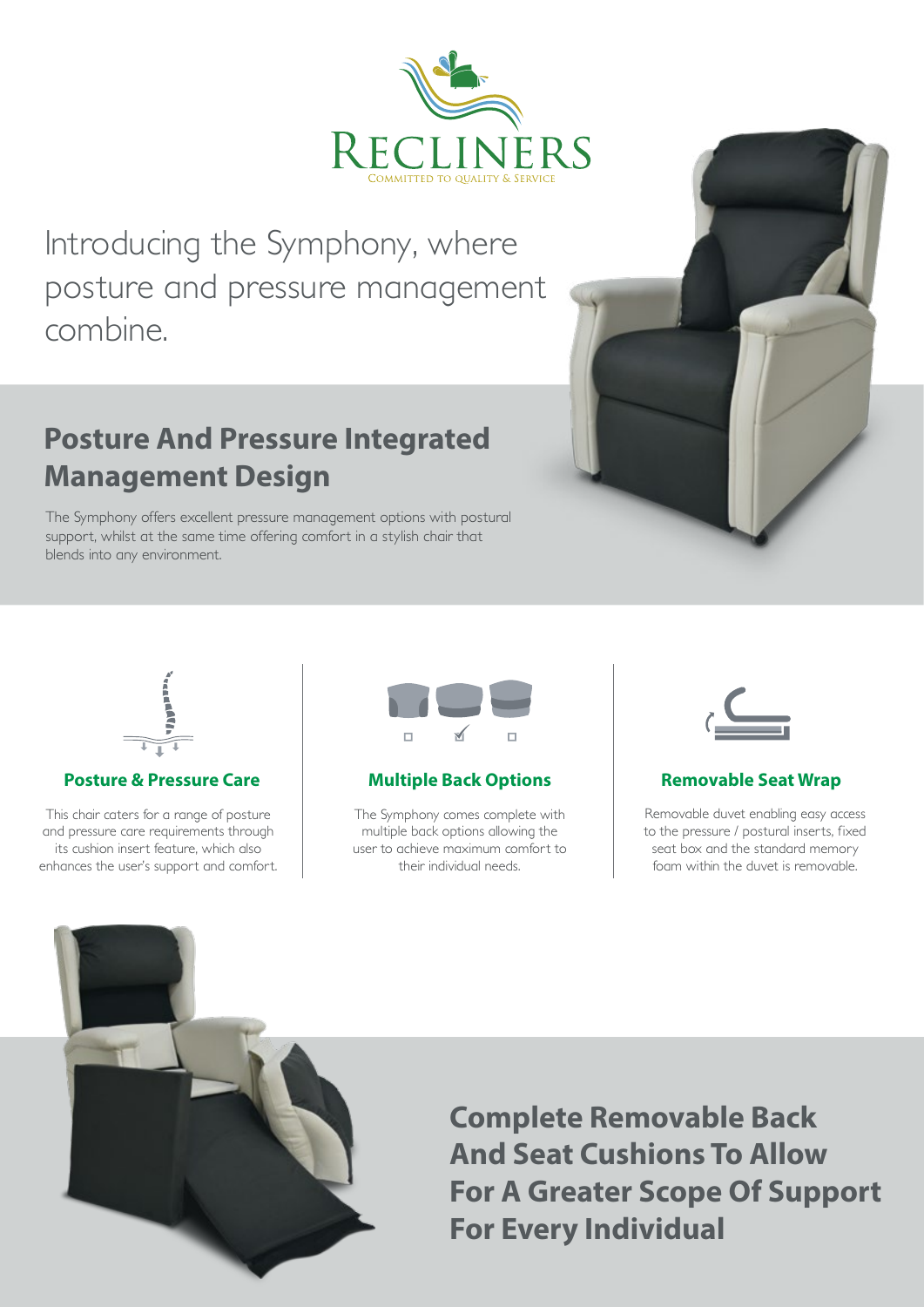# RECLINERS

COMMITTED TO QUALITY & SERVICE

Introducing the Symphony, where posture and pressure management combine.

## Posture And Pressure Integrated Management Design

The Symphony offers excellent pressure management options with postural support, whilst at the same time offering comfort in a stylish chair that blends into any environment.

### Posture & Pressure Care

This chair caters for a range of posture and pressure care requirements through its cushion insert feature, which also enhances the user's support and comfort.

### Multiple Back Options

The Symphony comes complete with multiple back options allowing the user to achieve maximum comfort to their individual needs.

### Removable Seat Wrap

Removable duvet enabling easy access to the pressure / postural inserts, fixed seat box and the standard memory foam within the duvet is removable.

## Complete Removable Back And Seat Cushions To Allow For A Greater Scope Of Support For Every Individual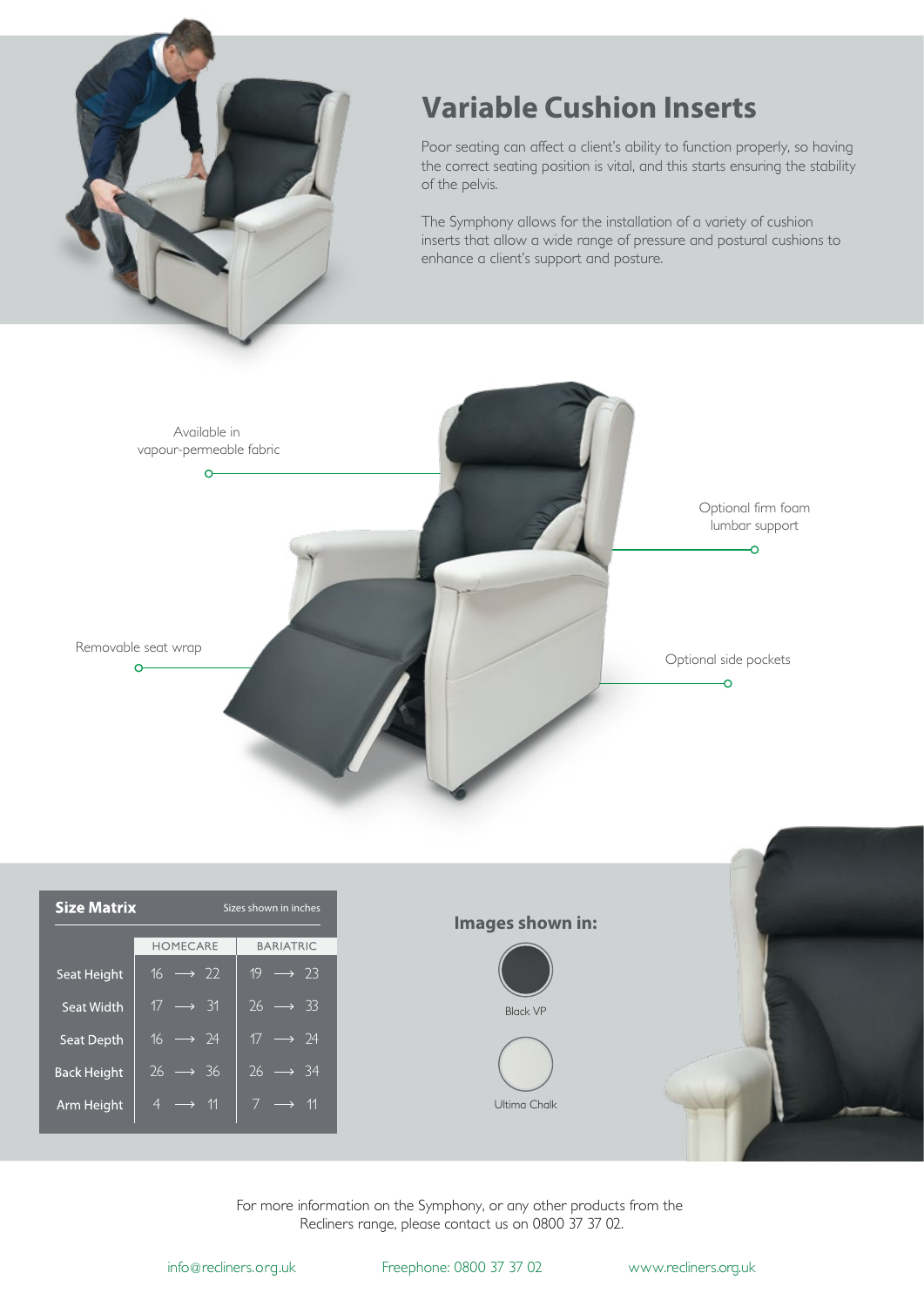## Variable Cushion Inserts

Poor seating can affect a client's ability to function properly, so having the correct seating position is vital, and this starts ensuring the stability of the pelvis.

The Symphony allows for the installation of a variety of cushion inserts that allow a wide range of pressure and postural cushions to enhance a client's support and posture.

Available in vapour-permeable fabric

Optional firm foam lumbar support

Removable seat wrap

Optional side pockets

**Size Matrix** Sizes shown in inches

| | HOMECARE | BARIATRIC |
|---|---|---|
| Seat Height | 16 ⟶ 22 | 19 ⟶ 23 |
| Seat Width | 17 ⟶ 31 | 26 ⟶ 33 |
| Seat Depth | 16 ⟶ 24 | 17 ⟶ 24 |
| Back Height | 26 ⟶ 36 | 26 ⟶ 34 |
| Arm Height | 4 ⟶ 11 | 7 ⟶ 11 |

**Images shown in:**

Black VP

Ultima Chalk

For more information on the Symphony, or any other products from the Recliners range, please contact us on 0800 37 37 02.

info@recliners.org.uk Freephone: 0800 37 37 02 www.recliners.org.uk